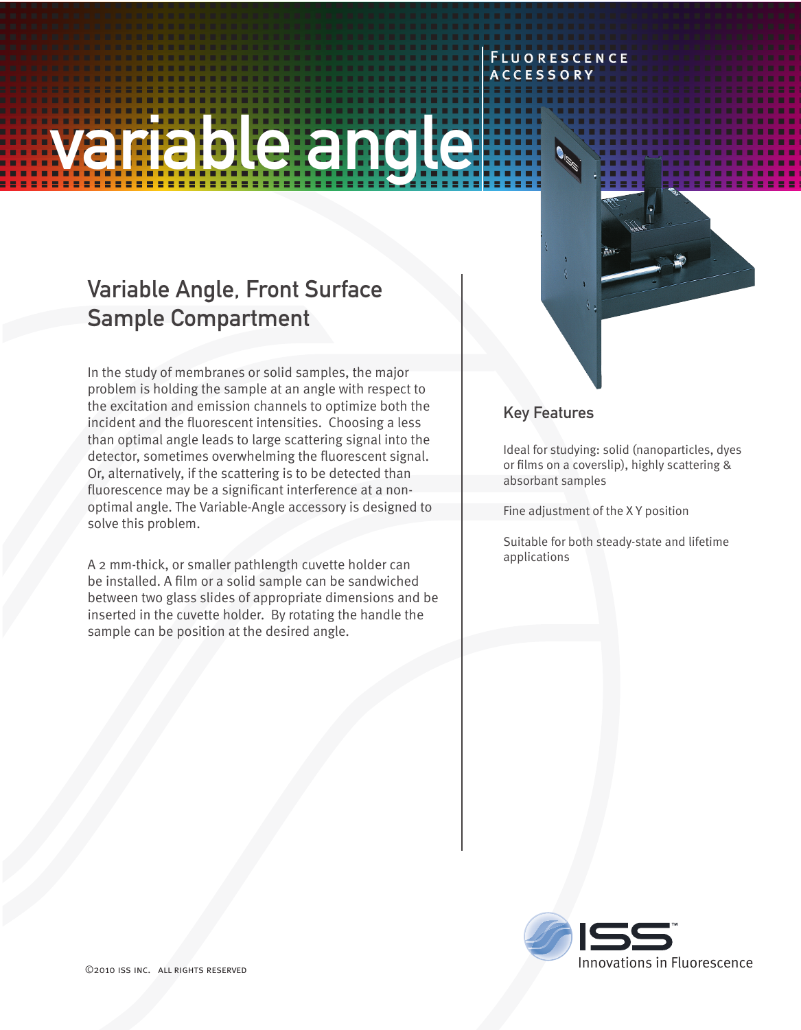Fluorescence Accessory

# variable angle

## Variable Angle, Front Surface Sample Compartment

In the study of membranes or solid samples, the major problem is holding the sample at an angle with respect to the excitation and emission channels to optimize both the incident and the fluorescent intensities. Choosing a less than optimal angle leads to large scattering signal into the detector, sometimes overwhelming the fluorescent signal. Or, alternatively, if the scattering is to be detected than fluorescence may be a significant interference at a non-optimal angle. The Variable-Angle accessory is designed to solve this problem.

A 2 mm-thick, or smaller pathlength cuvette holder can be installed. A film or a solid sample can be sandwiched between two glass slides of appropriate dimensions and be inserted in the cuvette holder. By rotating the handle the sample can be position at the desired angle.

### Key Features

Ideal for studying: solid (nanoparticles, dyes or films on a coverslip), highly scattering & absorbant samples

Fine adjustment of the X Y position

Suitable for both steady-state and lifetime applications

ISS™ Innovations in Fluorescence

©2010 ISS Inc. All rights reserved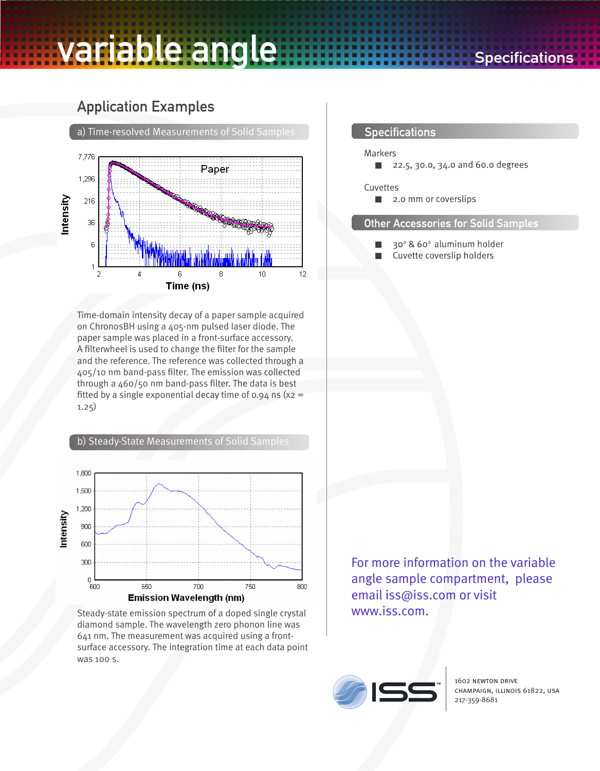# variable angle

## Specifications

## Application Examples

### a) Time-resolved Measurements of Solid Samples

7,776
1,296
216
36
6
1
Intensity
Paper
2
4
6
8
10
12
Time (ns)

Time-domain intensity decay of a paper sample acquired on ChronosBH using a 405-nm pulsed laser diode. The paper sample was placed in a front-surface accessory. A filterwheel is used to change the filter for the sample and the reference. The reference was collected through a 405/10 nm band-pass filter. The emission was collected through a 460/50 nm band-pass filter. The data is best fitted by a single exponential decay time of 0.94 ns ($x2$ = 1.25)

### b) Steady-State Measurements of Solid Samples

1,800
1,500
1,200
900
600
300
0
Intensity
600
650
700
750
800
Emission Wavelength (nm)

Steady-state emission spectrum of a doped single crystal diamond sample. The wavelength zero phonon line was 641 nm. The measurement was acquired using a front-surface accessory. The integration time at each data point was 100 s.

## Specifications

Markers

- 22.5, 30.0, 34.0 and 60.0 degrees

Cuvettes

- 2.0 mm or coverslips

## Other Accessories for Solid Samples

- 30° & 60° aluminum holder
- Cuvette coverslip holders

For more information on the variable angle sample compartment, please email iss@iss.com or visit www.iss.com.

ISS™

1602 NEWTON DRIVE
CHAMPAIGN, ILLINOIS 61822, USA
217-359-8681